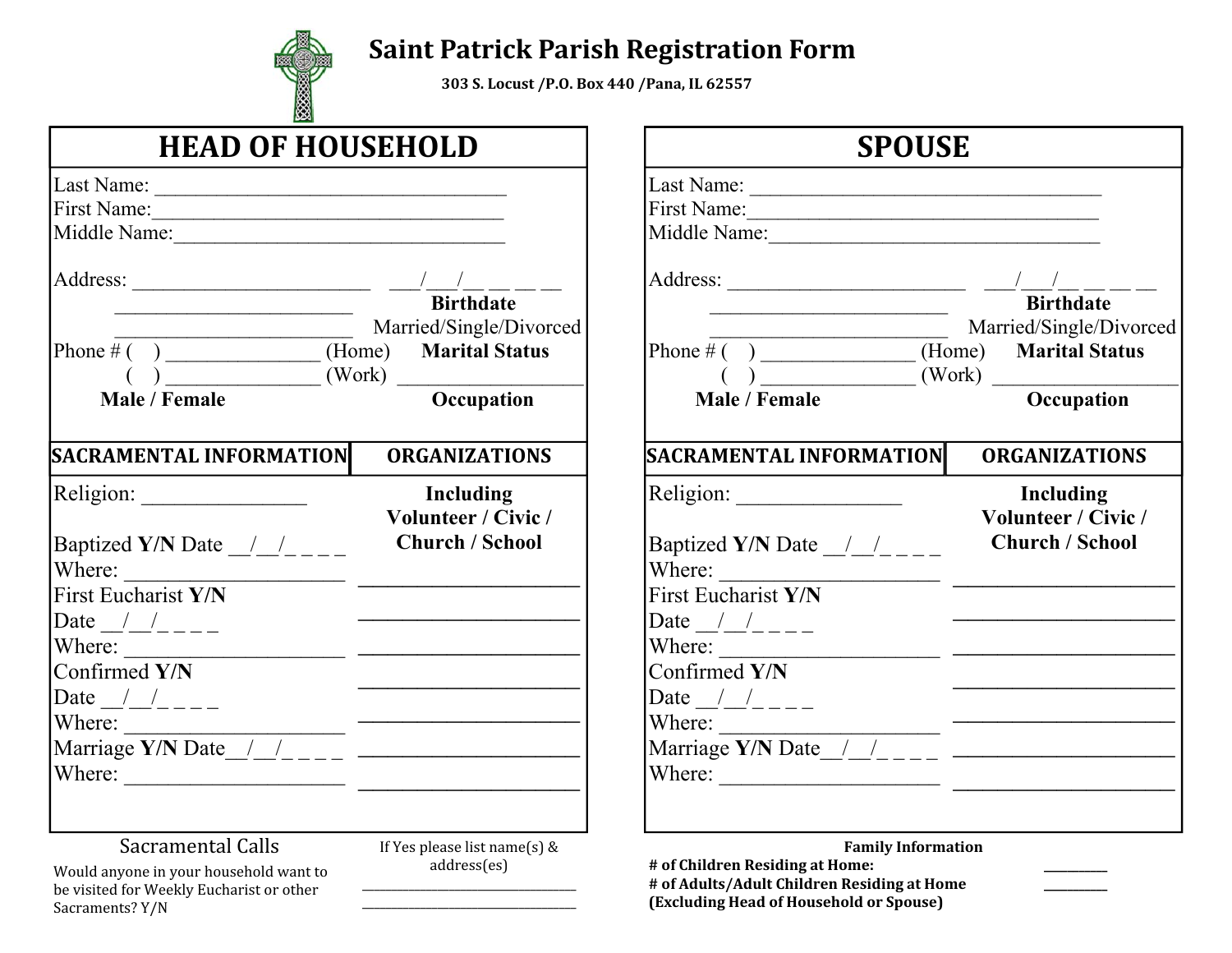# Saint Patrick Parish Registration Form

**303 S. Locust /P.O. Box 440 /Pana, IL 62557**

## HEAD OF HOUSEHOLD

Last Name: ________________________________

First Name:________________________________

Middle Name:______________________________

Address: ______________________ ___/___/__ __ __ __

______________________ **Birthdate**

______________________ Married/Single/Divorced

Phone # (    ) ______________ (Home) **Marital Status**

(    ) ______________ (Work) __________________

**Male / Female** **Occupation**

### SACRAMENTAL INFORMATION

Religion: _______________

Baptized **Y/N** Date __/__/_ _ _ _

Where: ____________________

First Eucharist **Y/N**

Date __/__/_ _ _ _

Where: ____________________

Confirmed **Y/N**

Date __/__/_ _ _ _

Where: ____________________

Marriage **Y/N** Date__/__/_ _ _ _

Where: ____________________

### ORGANIZATIONS

**Including Volunteer / Civic / Church / School**

____________________

____________________

____________________

____________________

____________________

____________________

____________________

## SPOUSE

Last Name: ________________________________

First Name:________________________________

Middle Name:______________________________

Address: ______________________ ___/___/__ __ __ __

______________________ **Birthdate**

______________________ Married/Single/Divorced

Phone # (    ) ______________ (Home) **Marital Status**

(    ) ______________ (Work) __________________

**Male / Female** **Occupation**

### SACRAMENTAL INFORMATION

Religion: _______________

Baptized **Y/N** Date __/__/_ _ _ _

Where: ____________________

First Eucharist **Y/N**

Date __/__/_ _ _ _

Where: ____________________

Confirmed **Y/N**

Date __/__/_ _ _ _

Where: ____________________

Marriage **Y/N** Date__/__/_ _ _ _

Where: ____________________

### ORGANIZATIONS

**Including Volunteer / Civic / Church / School**

____________________

____________________

____________________

____________________

____________________

____________________

____________________

## Sacramental Calls

Would anyone in your household want to be visited for Weekly Eucharist or other Sacraments? Y/N

If Yes please list name(s) & address(es)

______________________________

______________________________

## Family Information

**# of Children Residing at Home:** _________

**# of Adults/Adult Children Residing at Home (Excluding Head of Household or Spouse)** _________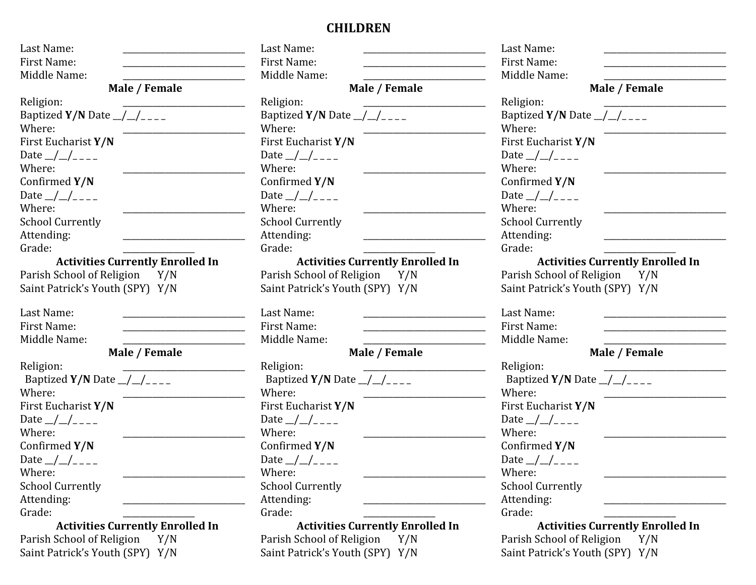## CHILDREN

Last Name: ________________________
First Name: ________________________
Middle Name: ________________________

**Male / Female**

Religion: ________________________
Baptized **Y/N** Date __/__/_ _ _ _
Where: ________________________
First Eucharist **Y/N**
Date __/__/_ _ _ _
Where: ________________________
Confirmed **Y/N**
Date __/__/_ _ _ _
Where: ________________________
School Currently Attending: ________________________
Grade: ______________

**Activities Currently Enrolled In**

Parish School of Religion Y/N
Saint Patrick's Youth (SPY) Y/N

Last Name: ________________________
First Name: ________________________
Middle Name: ________________________

**Male / Female**

Religion: ________________________
Baptized **Y/N** Date __/__/_ _ _ _
Where: ________________________
First Eucharist **Y/N**
Date __/__/_ _ _ _
Where: ________________________
Confirmed **Y/N**
Date __/__/_ _ _ _
Where: ________________________
School Currently Attending: ________________________
Grade: ______________

**Activities Currently Enrolled In**

Parish School of Religion Y/N
Saint Patrick's Youth (SPY) Y/N

Last Name: ________________________
First Name: ________________________
Middle Name: ________________________

**Male / Female**

Religion: ________________________
Baptized **Y/N** Date __/__/_ _ _ _
Where: ________________________
First Eucharist **Y/N**
Date __/__/_ _ _ _
Where: ________________________
Confirmed **Y/N**
Date __/__/_ _ _ _
Where: ________________________
School Currently Attending: ________________________
Grade: ______________

**Activities Currently Enrolled In**

Parish School of Religion Y/N
Saint Patrick's Youth (SPY) Y/N

Last Name: ________________________
First Name: ________________________
Middle Name: ________________________

**Male / Female**

Religion: ________________________
Baptized **Y/N** Date __/__/_ _ _ _
Where: ________________________
First Eucharist **Y/N**
Date __/__/_ _ _ _
Where: ________________________
Confirmed **Y/N**
Date __/__/_ _ _ _
Where: ________________________
School Currently Attending: ________________________
Grade: ______________

**Activities Currently Enrolled In**

Parish School of Religion Y/N
Saint Patrick's Youth (SPY) Y/N

Last Name: ________________________
First Name: ________________________
Middle Name: ________________________

**Male / Female**

Religion: ________________________
Baptized **Y/N** Date __/__/_ _ _ _
Where: ________________________
First Eucharist **Y/N**
Date __/__/_ _ _ _
Where: ________________________
Confirmed **Y/N**
Date __/__/_ _ _ _
Where: ________________________
School Currently Attending: ________________________
Grade: ______________

**Activities Currently Enrolled In**

Parish School of Religion Y/N
Saint Patrick's Youth (SPY) Y/N

Last Name: ________________________
First Name: ________________________
Middle Name: ________________________

**Male / Female**

Religion: ________________________
Baptized **Y/N** Date __/__/_ _ _ _
Where: ________________________
First Eucharist **Y/N**
Date __/__/_ _ _ _
Where: ________________________
Confirmed **Y/N**
Date __/__/_ _ _ _
Where: ________________________
School Currently Attending: ________________________
Grade: ______________

**Activities Currently Enrolled In**

Parish School of Religion Y/N
Saint Patrick's Youth (SPY) Y/N